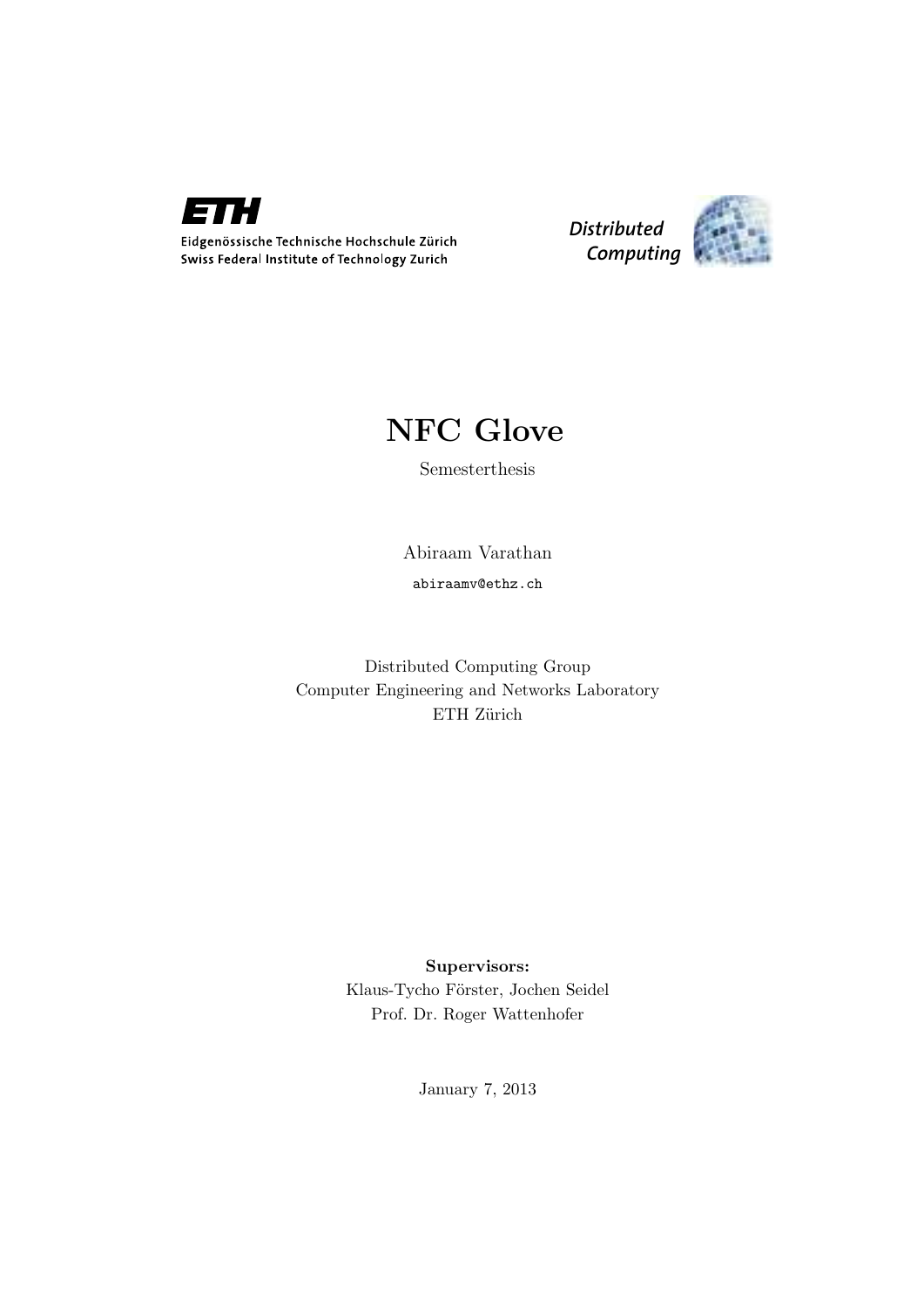ETH

Eidgenössische Technische Hochschule Zürich
Swiss Federal Institute of Technology Zurich

Distributed Computing

# NFC Glove

Semesterthesis

Abiraam Varathan

abiraamv@ethz.ch

Distributed Computing Group
Computer Engineering and Networks Laboratory
ETH Zürich

**Supervisors:**
Klaus-Tycho Förster, Jochen Seidel
Prof. Dr. Roger Wattenhofer

January 7, 2013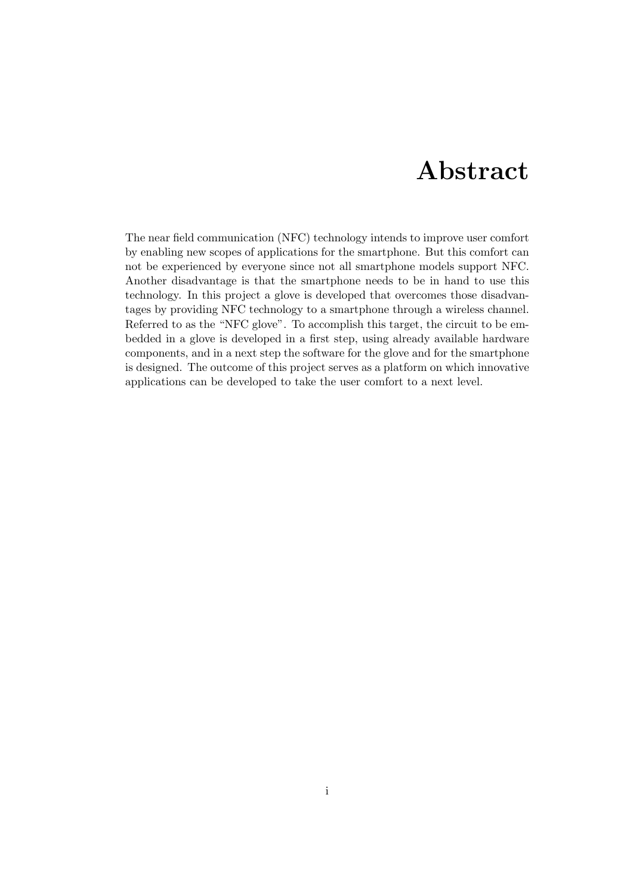# Abstract

The near field communication (NFC) technology intends to improve user comfort by enabling new scopes of applications for the smartphone. But this comfort can not be experienced by everyone since not all smartphone models support NFC. Another disadvantage is that the smartphone needs to be in hand to use this technology. In this project a glove is developed that overcomes those disadvantages by providing NFC technology to a smartphone through a wireless channel. Referred to as the "NFC glove". To accomplish this target, the circuit to be embedded in a glove is developed in a first step, using already available hardware components, and in a next step the software for the glove and for the smartphone is designed. The outcome of this project serves as a platform on which innovative applications can be developed to take the user comfort to a next level.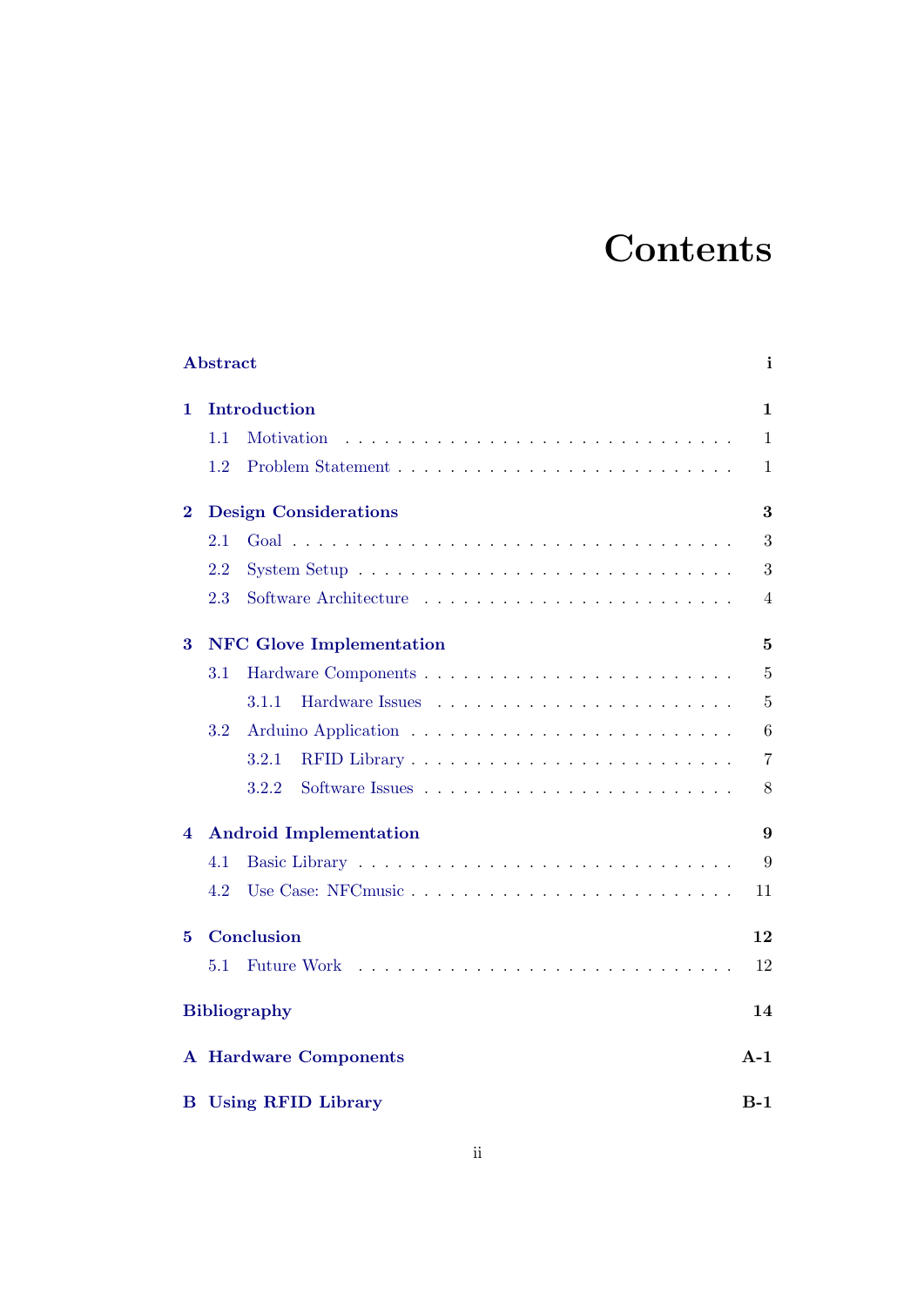# Contents

**Abstract** **i**

**1 Introduction** **1**

- 1.1 Motivation . . . . . 1
- 1.2 Problem Statement . . . . . 1

**2 Design Considerations** **3**

- 2.1 Goal . . . . . 3
- 2.2 System Setup . . . . . 3
- 2.3 Software Architecture . . . . . 4

**3 NFC Glove Implementation** **5**

- 3.1 Hardware Components . . . . . 5
  - 3.1.1 Hardware Issues . . . . . 5
- 3.2 Arduino Application . . . . . 6
  - 3.2.1 RFID Library . . . . . 7
  - 3.2.2 Software Issues . . . . . 8

**4 Android Implementation** **9**

- 4.1 Basic Library . . . . . 9
- 4.2 Use Case: NFCmusic . . . . . 11

**5 Conclusion** **12**

- 5.1 Future Work . . . . . 12

**Bibliography** **14**

**A Hardware Components** **A-1**

**B Using RFID Library** **B-1**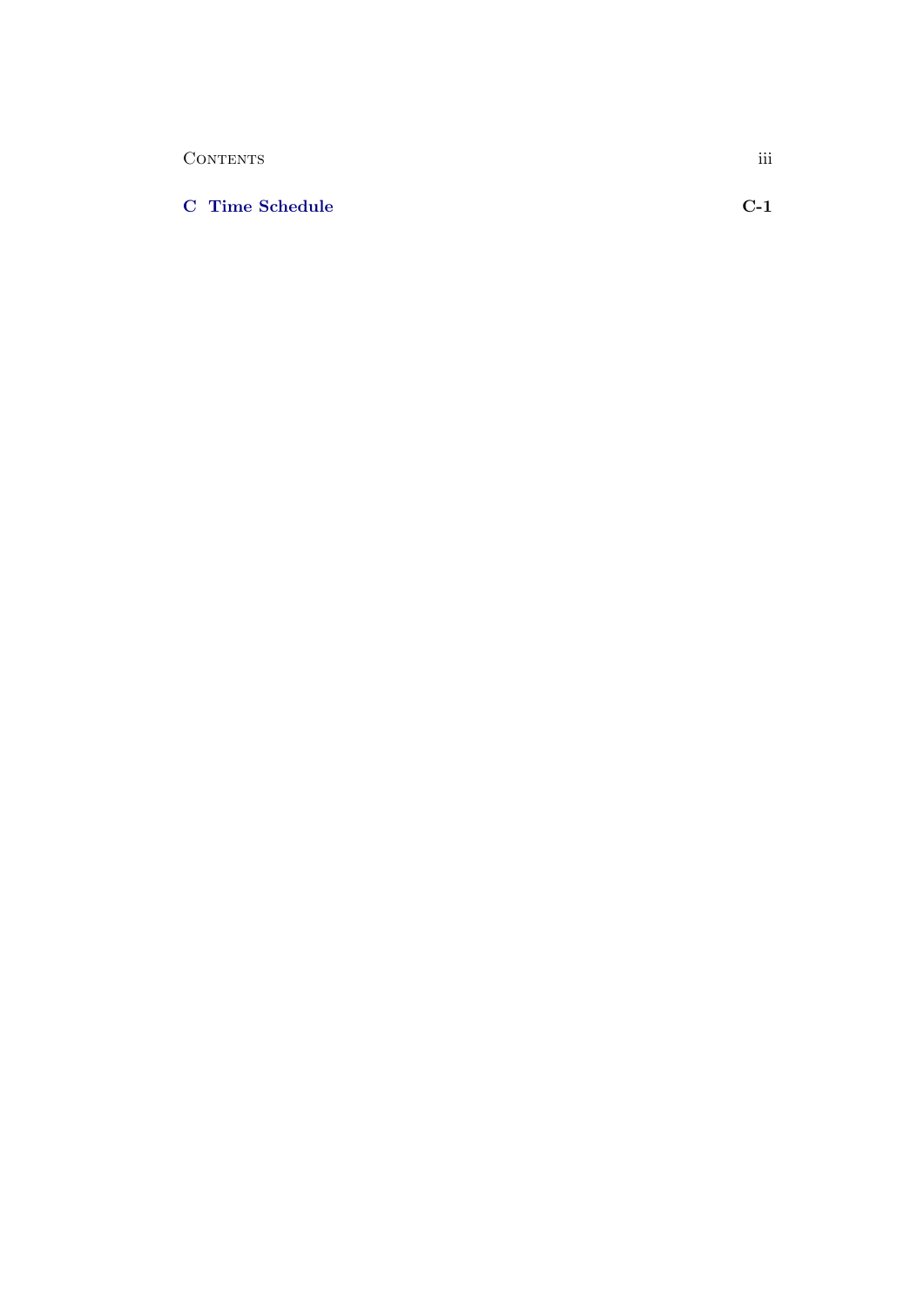**C Time Schedule** **C-1**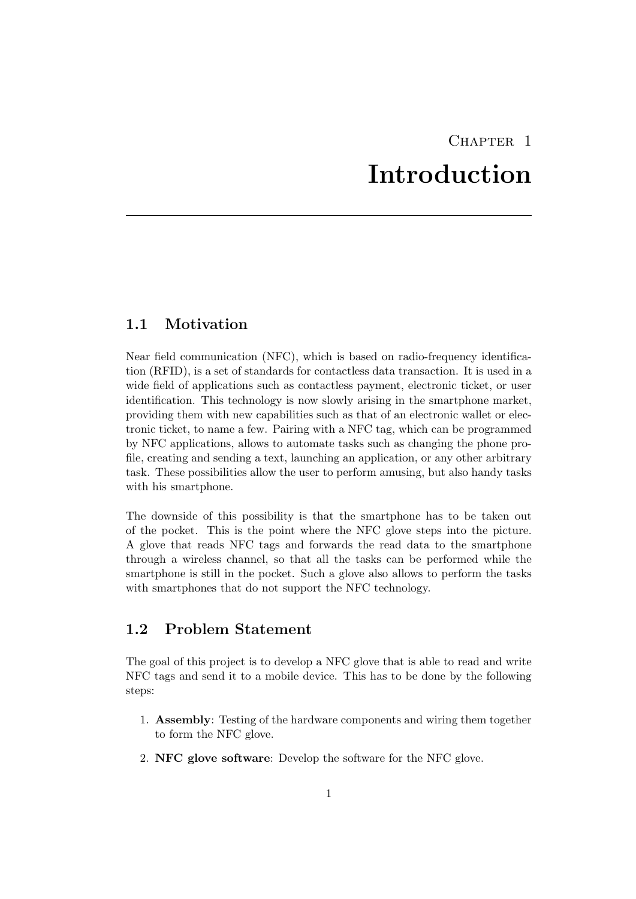# Chapter 1

# Introduction

## 1.1 Motivation

Near field communication (NFC), which is based on radio-frequency identification (RFID), is a set of standards for contactless data transaction. It is used in a wide field of applications such as contactless payment, electronic ticket, or user identification. This technology is now slowly arising in the smartphone market, providing them with new capabilities such as that of an electronic wallet or electronic ticket, to name a few. Pairing with a NFC tag, which can be programmed by NFC applications, allows to automate tasks such as changing the phone profile, creating and sending a text, launching an application, or any other arbitrary task. These possibilities allow the user to perform amusing, but also handy tasks with his smartphone.

The downside of this possibility is that the smartphone has to be taken out of the pocket. This is the point where the NFC glove steps into the picture. A glove that reads NFC tags and forwards the read data to the smartphone through a wireless channel, so that all the tasks can be performed while the smartphone is still in the pocket. Such a glove also allows to perform the tasks with smartphones that do not support the NFC technology.

## 1.2 Problem Statement

The goal of this project is to develop a NFC glove that is able to read and write NFC tags and send it to a mobile device. This has to be done by the following steps:

1. **Assembly**: Testing of the hardware components and wiring them together to form the NFC glove.
2. **NFC glove software**: Develop the software for the NFC glove.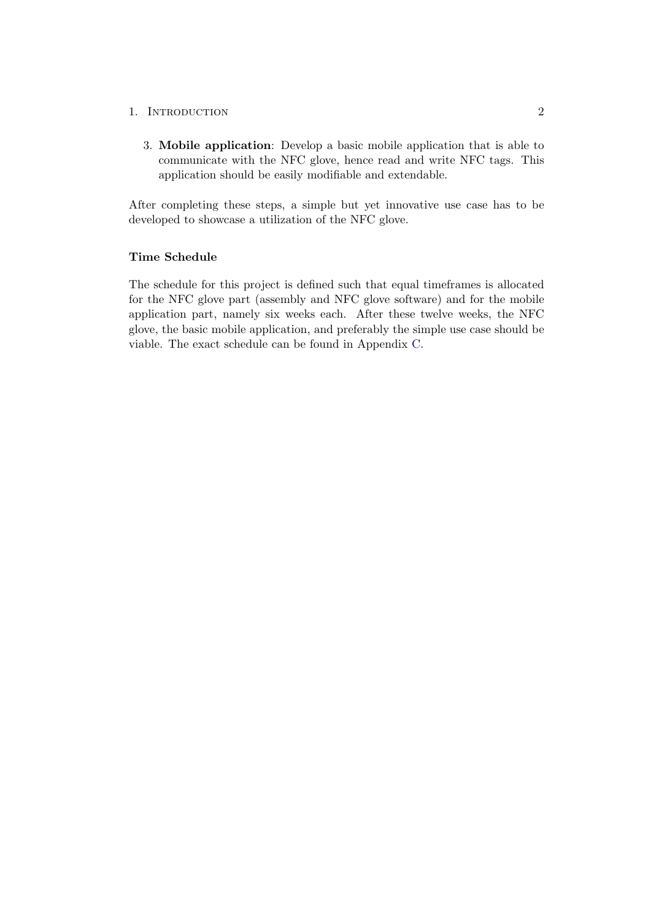3. **Mobile application**: Develop a basic mobile application that is able to communicate with the NFC glove, hence read and write NFC tags. This application should be easily modifiable and extendable.

After completing these steps, a simple but yet innovative use case has to be developed to showcase a utilization of the NFC glove.

### Time Schedule

The schedule for this project is defined such that equal timeframes is allocated for the NFC glove part (assembly and NFC glove software) and for the mobile application part, namely six weeks each. After these twelve weeks, the NFC glove, the basic mobile application, and preferably the simple use case should be viable. The exact schedule can be found in Appendix C.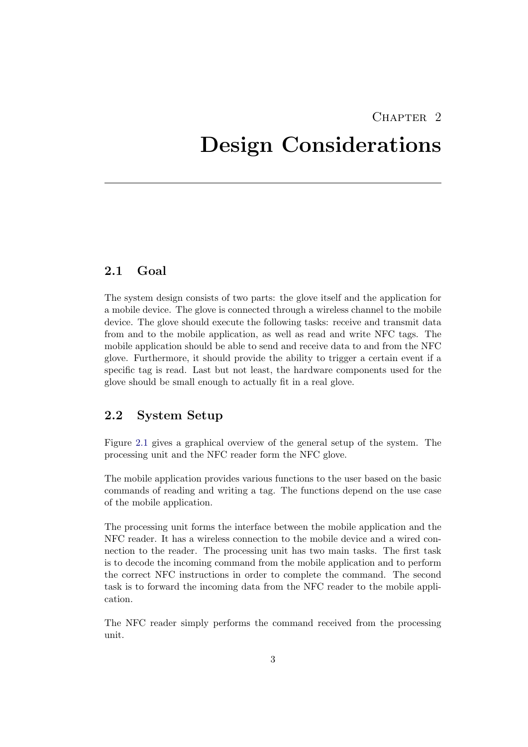# Chapter 2

# Design Considerations

## 2.1 Goal

The system design consists of two parts: the glove itself and the application for a mobile device. The glove is connected through a wireless channel to the mobile device. The glove should execute the following tasks: receive and transmit data from and to the mobile application, as well as read and write NFC tags. The mobile application should be able to send and receive data to and from the NFC glove. Furthermore, it should provide the ability to trigger a certain event if a specific tag is read. Last but not least, the hardware components used for the glove should be small enough to actually fit in a real glove.

## 2.2 System Setup

Figure 2.1 gives a graphical overview of the general setup of the system. The processing unit and the NFC reader form the NFC glove.

The mobile application provides various functions to the user based on the basic commands of reading and writing a tag. The functions depend on the use case of the mobile application.

The processing unit forms the interface between the mobile application and the NFC reader. It has a wireless connection to the mobile device and a wired connection to the reader. The processing unit has two main tasks. The first task is to decode the incoming command from the mobile application and to perform the correct NFC instructions in order to complete the command. The second task is to forward the incoming data from the NFC reader to the mobile application.

The NFC reader simply performs the command received from the processing unit.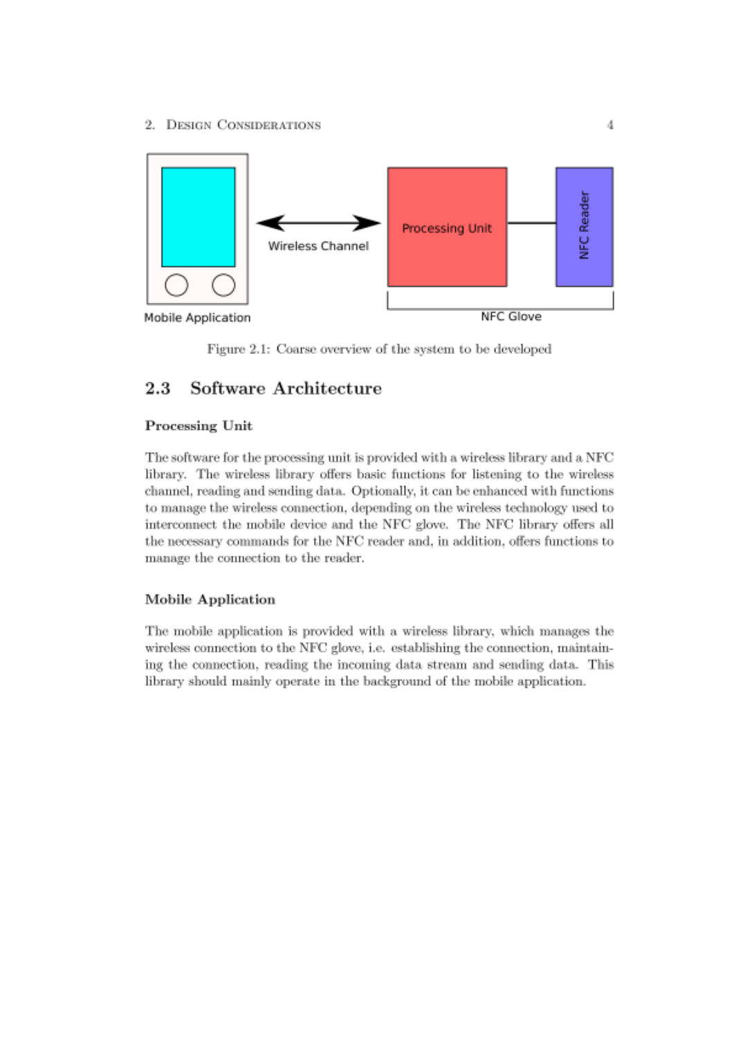Figure 2.1: Coarse overview of the system to be developed

## 2.3 Software Architecture

### Processing Unit

The software for the processing unit is provided with a wireless library and a NFC library. The wireless library offers basic functions for listening to the wireless channel, reading and sending data. Optionally, it can be enhanced with functions to manage the wireless connection, depending on the wireless technology used to interconnect the mobile device and the NFC glove. The NFC library offers all the necessary commands for the NFC reader and, in addition, offers functions to manage the connection to the reader.

### Mobile Application

The mobile application is provided with a wireless library, which manages the wireless connection to the NFC glove, i.e. establishing the connection, maintaining the connection, reading the incoming data stream and sending data. This library should mainly operate in the background of the mobile application.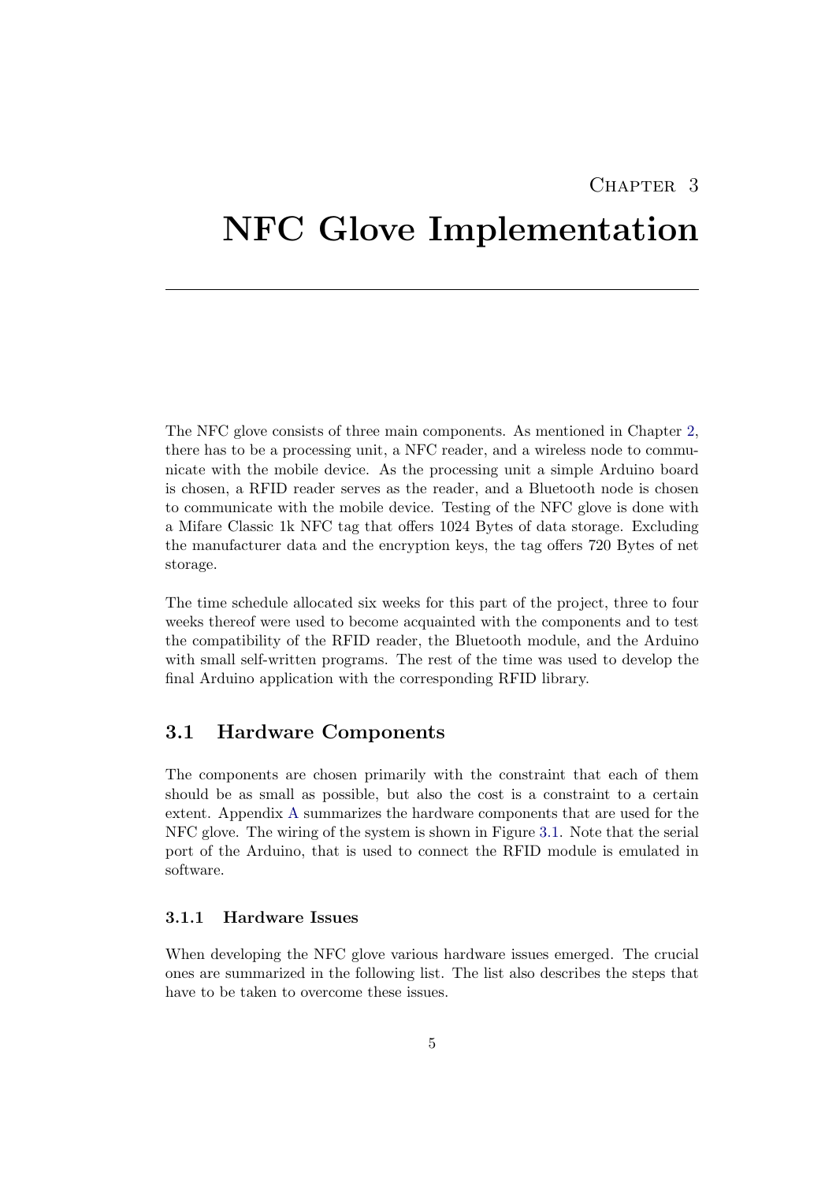# Chapter 3

# NFC Glove Implementation

The NFC glove consists of three main components. As mentioned in Chapter 2, there has to be a processing unit, a NFC reader, and a wireless node to communicate with the mobile device. As the processing unit a simple Arduino board is chosen, a RFID reader serves as the reader, and a Bluetooth node is chosen to communicate with the mobile device. Testing of the NFC glove is done with a Mifare Classic 1k NFC tag that offers 1024 Bytes of data storage. Excluding the manufacturer data and the encryption keys, the tag offers 720 Bytes of net storage.

The time schedule allocated six weeks for this part of the project, three to four weeks thereof were used to become acquainted with the components and to test the compatibility of the RFID reader, the Bluetooth module, and the Arduino with small self-written programs. The rest of the time was used to develop the final Arduino application with the corresponding RFID library.

## 3.1 Hardware Components

The components are chosen primarily with the constraint that each of them should be as small as possible, but also the cost is a constraint to a certain extent. Appendix A summarizes the hardware components that are used for the NFC glove. The wiring of the system is shown in Figure 3.1. Note that the serial port of the Arduino, that is used to connect the RFID module is emulated in software.

### 3.1.1 Hardware Issues

When developing the NFC glove various hardware issues emerged. The crucial ones are summarized in the following list. The list also describes the steps that have to be taken to overcome these issues.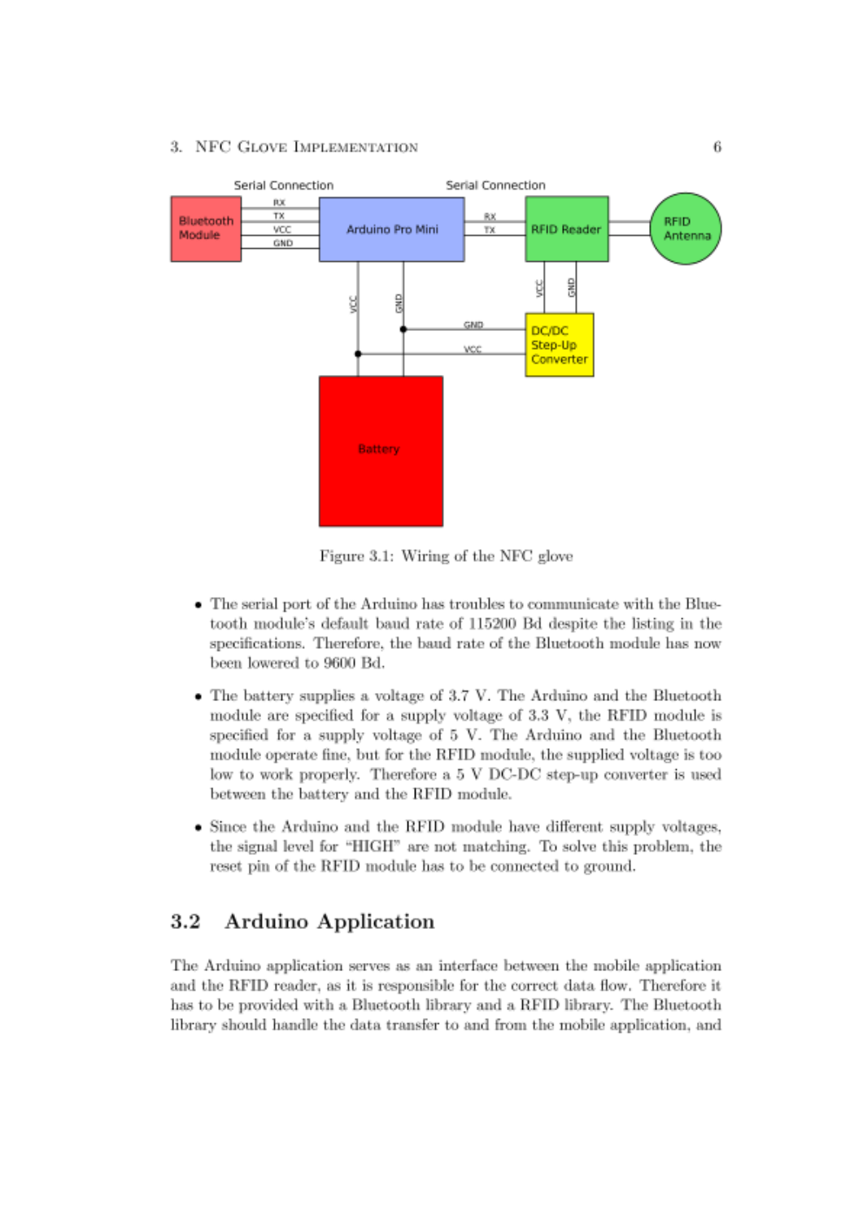Figure 3.1: Wiring of the NFC glove

- The serial port of the Arduino has troubles to communicate with the Bluetooth module's default baud rate of 115200 Bd despite the listing in the specifications. Therefore, the baud rate of the Bluetooth module has now been lowered to 9600 Bd.
- The battery supplies a voltage of 3.7 V. The Arduino and the Bluetooth module are specified for a supply voltage of 3.3 V, the RFID module is specified for a supply voltage of 5 V. The Arduino and the Bluetooth module operate fine, but for the RFID module, the supplied voltage is too low to work properly. Therefore a 5 V DC-DC step-up converter is used between the battery and the RFID module.
- Since the Arduino and the RFID module have different supply voltages, the signal level for "HIGH" are not matching. To solve this problem, the reset pin of the RFID module has to be connected to ground.

## 3.2 Arduino Application

The Arduino application serves as an interface between the mobile application and the RFID reader, as it is responsible for the correct data flow. Therefore it has to be provided with a Bluetooth library and a RFID library. The Bluetooth library should handle the data transfer to and from the mobile application, and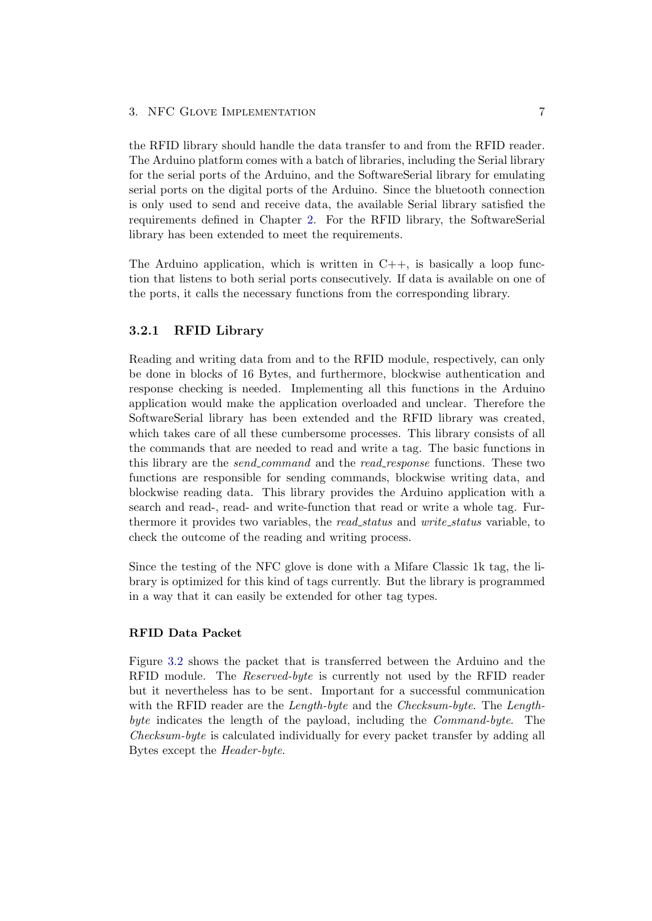the RFID library should handle the data transfer to and from the RFID reader. The Arduino platform comes with a batch of libraries, including the Serial library for the serial ports of the Arduino, and the SoftwareSerial library for emulating serial ports on the digital ports of the Arduino. Since the bluetooth connection is only used to send and receive data, the available Serial library satisfied the requirements defined in Chapter 2. For the RFID library, the SoftwareSerial library has been extended to meet the requirements.

The Arduino application, which is written in C++, is basically a loop function that listens to both serial ports consecutively. If data is available on one of the ports, it calls the necessary functions from the corresponding library.

### 3.2.1 RFID Library

Reading and writing data from and to the RFID module, respectively, can only be done in blocks of 16 Bytes, and furthermore, blockwise authentication and response checking is needed. Implementing all this functions in the Arduino application would make the application overloaded and unclear. Therefore the SoftwareSerial library has been extended and the RFID library was created, which takes care of all these cumbersome processes. This library consists of all the commands that are needed to read and write a tag. The basic functions in this library are the *send_command* and the *read_response* functions. These two functions are responsible for sending commands, blockwise writing data, and blockwise reading data. This library provides the Arduino application with a search and read-, read- and write-function that read or write a whole tag. Furthermore it provides two variables, the *read_status* and *write_status* variable, to check the outcome of the reading and writing process.

Since the testing of the NFC glove is done with a Mifare Classic 1k tag, the library is optimized for this kind of tags currently. But the library is programmed in a way that it can easily be extended for other tag types.

#### RFID Data Packet

Figure 3.2 shows the packet that is transferred between the Arduino and the RFID module. The *Reserved-byte* is currently not used by the RFID reader but it nevertheless has to be sent. Important for a successful communication with the RFID reader are the *Length-byte* and the *Checksum-byte*. The *Length-byte* indicates the length of the payload, including the *Command-byte*. The *Checksum-byte* is calculated individually for every packet transfer by adding all Bytes except the *Header-byte*.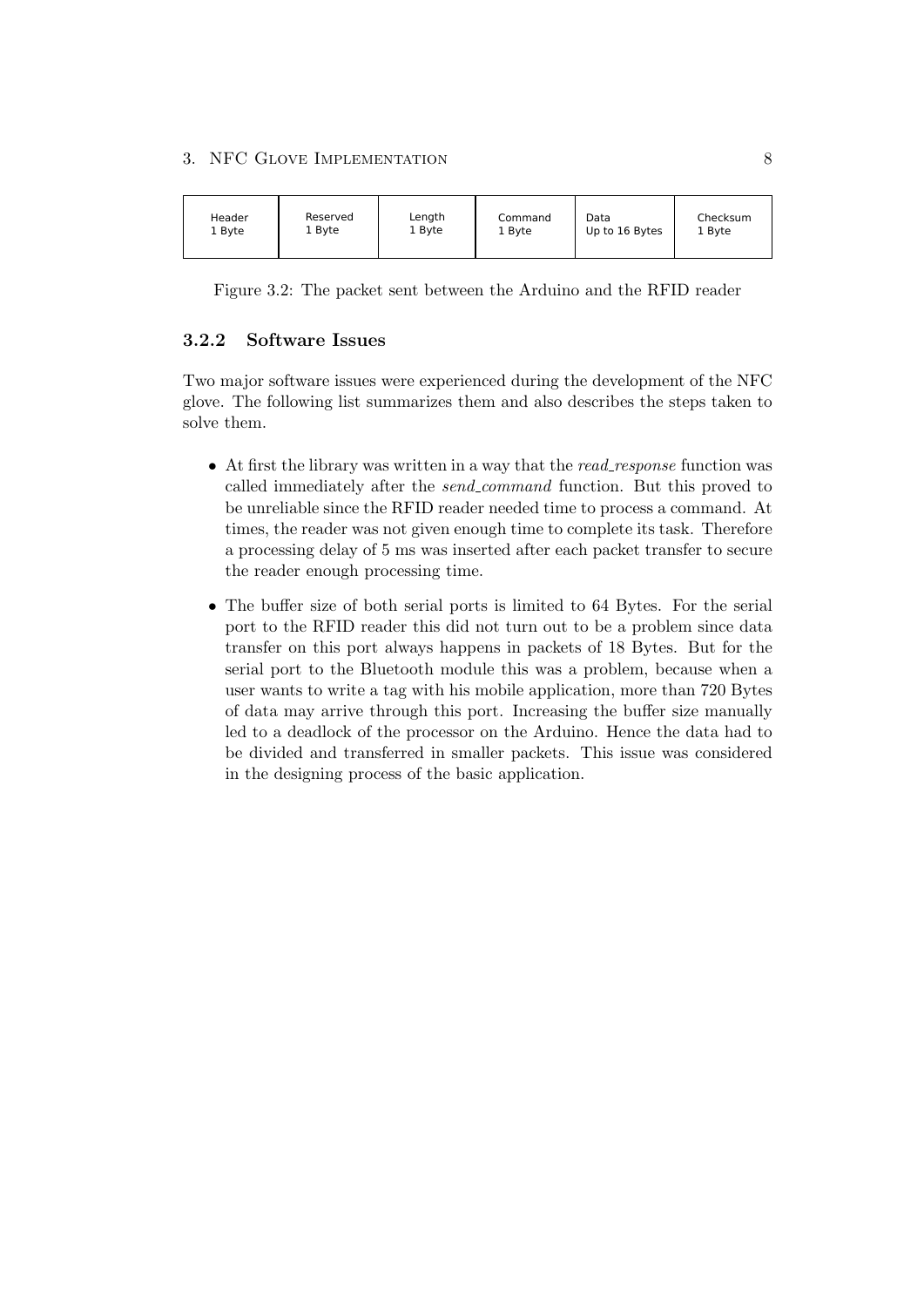| Header 1 Byte | Reserved 1 Byte | Length 1 Byte | Command 1 Byte | Data Up to 16 Bytes | Checksum 1 Byte |
|---|---|---|---|---|---|

Figure 3.2: The packet sent between the Arduino and the RFID reader

### 3.2.2 Software Issues

Two major software issues were experienced during the development of the NFC glove. The following list summarizes them and also describes the steps taken to solve them.

- At first the library was written in a way that the *read_response* function was called immediately after the *send_command* function. But this proved to be unreliable since the RFID reader needed time to process a command. At times, the reader was not given enough time to complete its task. Therefore a processing delay of 5 ms was inserted after each packet transfer to secure the reader enough processing time.
- The buffer size of both serial ports is limited to 64 Bytes. For the serial port to the RFID reader this did not turn out to be a problem since data transfer on this port always happens in packets of 18 Bytes. But for the serial port to the Bluetooth module this was a problem, because when a user wants to write a tag with his mobile application, more than 720 Bytes of data may arrive through this port. Increasing the buffer size manually led to a deadlock of the processor on the Arduino. Hence the data had to be divided and transferred in smaller packets. This issue was considered in the designing process of the basic application.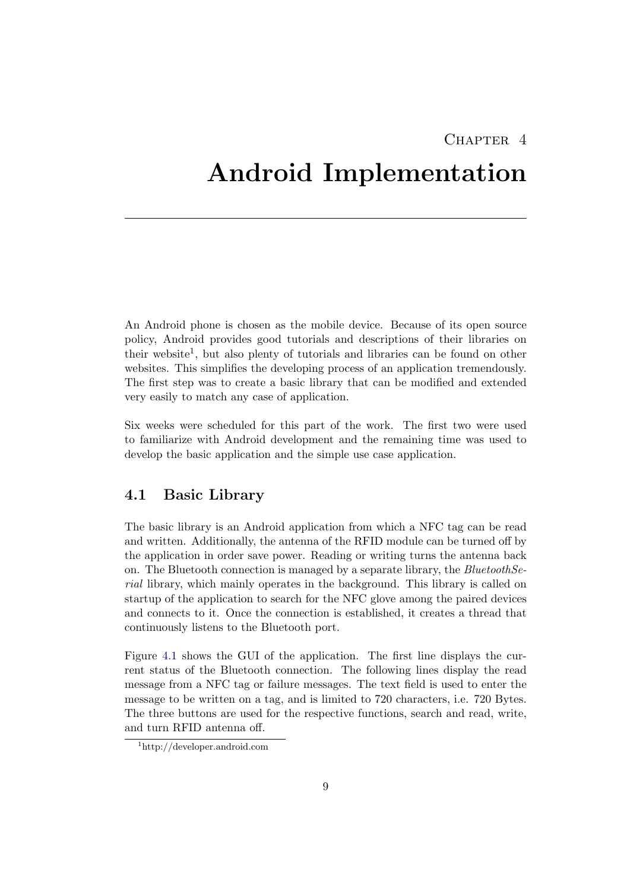# Chapter 4
# Android Implementation

An Android phone is chosen as the mobile device. Because of its open source policy, Android provides good tutorials and descriptions of their libraries on their website[1], but also plenty of tutorials and libraries can be found on other websites. This simplifies the developing process of an application tremendously. The first step was to create a basic library that can be modified and extended very easily to match any case of application.

Six weeks were scheduled for this part of the work. The first two were used to familiarize with Android development and the remaining time was used to develop the basic application and the simple use case application.

## 4.1 Basic Library

The basic library is an Android application from which a NFC tag can be read and written. Additionally, the antenna of the RFID module can be turned off by the application in order save power. Reading or writing turns the antenna back on. The Bluetooth connection is managed by a separate library, the *BluetoothSerial* library, which mainly operates in the background. This library is called on startup of the application to search for the NFC glove among the paired devices and connects to it. Once the connection is established, it creates a thread that continuously listens to the Bluetooth port.

Figure 4.1 shows the GUI of the application. The first line displays the current status of the Bluetooth connection. The following lines display the read message from a NFC tag or failure messages. The text field is used to enter the message to be written on a tag, and is limited to 720 characters, i.e. 720 Bytes. The three buttons are used for the respective functions, search and read, write, and turn RFID antenna off.

[1] http://developer.android.com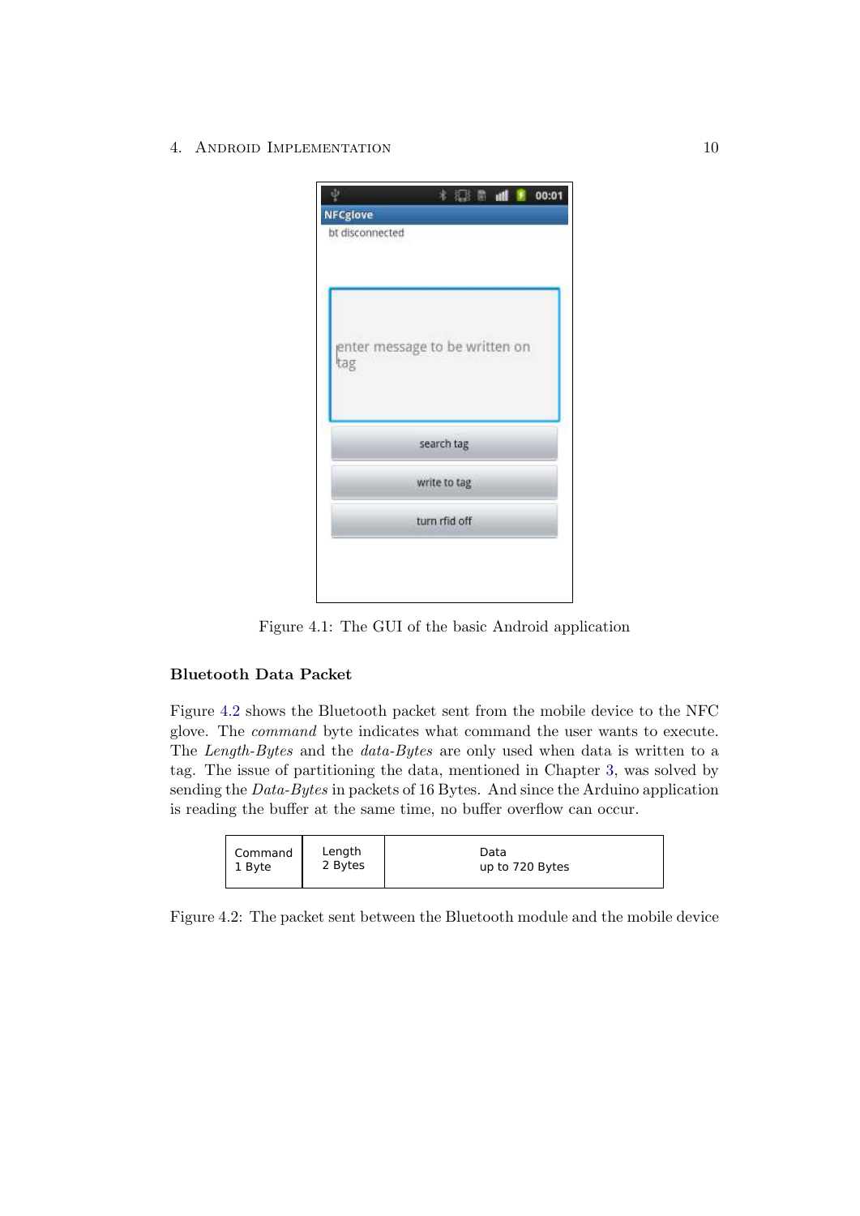Figure 4.1: The GUI of the basic Android application

### Bluetooth Data Packet

Figure 4.2 shows the Bluetooth packet sent from the mobile device to the NFC glove. The *command* byte indicates what command the user wants to execute. The *Length-Bytes* and the *data-Bytes* are only used when data is written to a tag. The issue of partitioning the data, mentioned in Chapter 3, was solved by sending the *Data-Bytes* in packets of 16 Bytes. And since the Arduino application is reading the buffer at the same time, no buffer overflow can occur.

| Command 1 Byte | Length 2 Bytes | Data up to 720 Bytes |
|---|---|---|

Figure 4.2: The packet sent between the Bluetooth module and the mobile device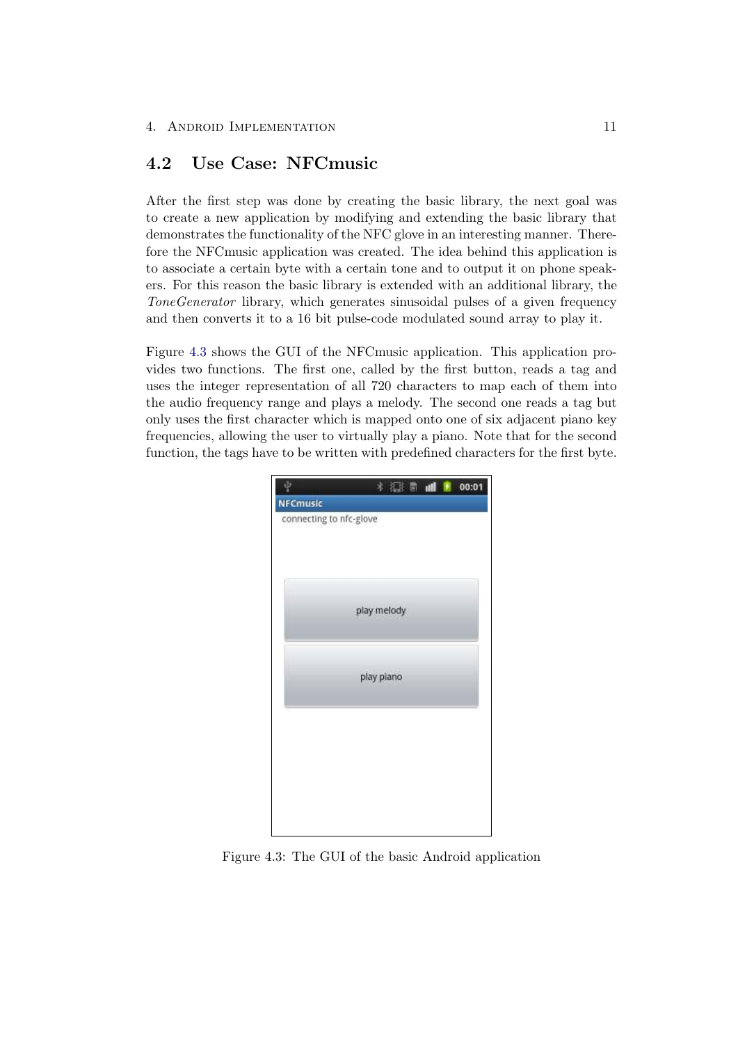## 4.2 Use Case: NFCmusic

After the first step was done by creating the basic library, the next goal was to create a new application by modifying and extending the basic library that demonstrates the functionality of the NFC glove in an interesting manner. Therefore the NFCmusic application was created. The idea behind this application is to associate a certain byte with a certain tone and to output it on phone speakers. For this reason the basic library is extended with an additional library, the *ToneGenerator* library, which generates sinusoidal pulses of a given frequency and then converts it to a 16 bit pulse-code modulated sound array to play it.

Figure 4.3 shows the GUI of the NFCmusic application. This application provides two functions. The first one, called by the first button, reads a tag and uses the integer representation of all 720 characters to map each of them into the audio frequency range and plays a melody. The second one reads a tag but only uses the first character which is mapped onto one of six adjacent piano key frequencies, allowing the user to virtually play a piano. Note that for the second function, the tags have to be written with predefined characters for the first byte.

Figure 4.3: The GUI of the basic Android application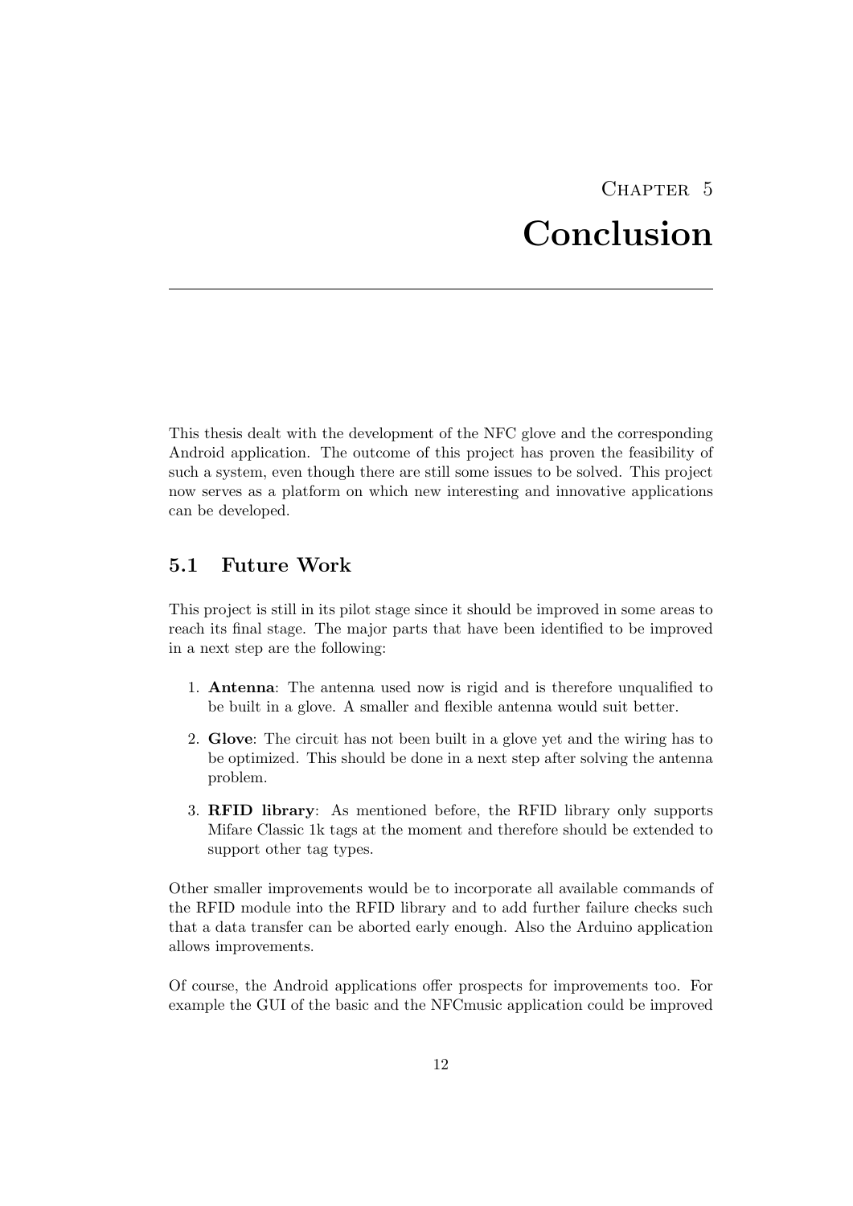# Chapter 5
# Conclusion

This thesis dealt with the development of the NFC glove and the corresponding Android application. The outcome of this project has proven the feasibility of such a system, even though there are still some issues to be solved. This project now serves as a platform on which new interesting and innovative applications can be developed.

## 5.1 Future Work

This project is still in its pilot stage since it should be improved in some areas to reach its final stage. The major parts that have been identified to be improved in a next step are the following:

1. **Antenna**: The antenna used now is rigid and is therefore unqualified to be built in a glove. A smaller and flexible antenna would suit better.
2. **Glove**: The circuit has not been built in a glove yet and the wiring has to be optimized. This should be done in a next step after solving the antenna problem.
3. **RFID library**: As mentioned before, the RFID library only supports Mifare Classic 1k tags at the moment and therefore should be extended to support other tag types.

Other smaller improvements would be to incorporate all available commands of the RFID module into the RFID library and to add further failure checks such that a data transfer can be aborted early enough. Also the Arduino application allows improvements.

Of course, the Android applications offer prospects for improvements too. For example the GUI of the basic and the NFCmusic application could be improved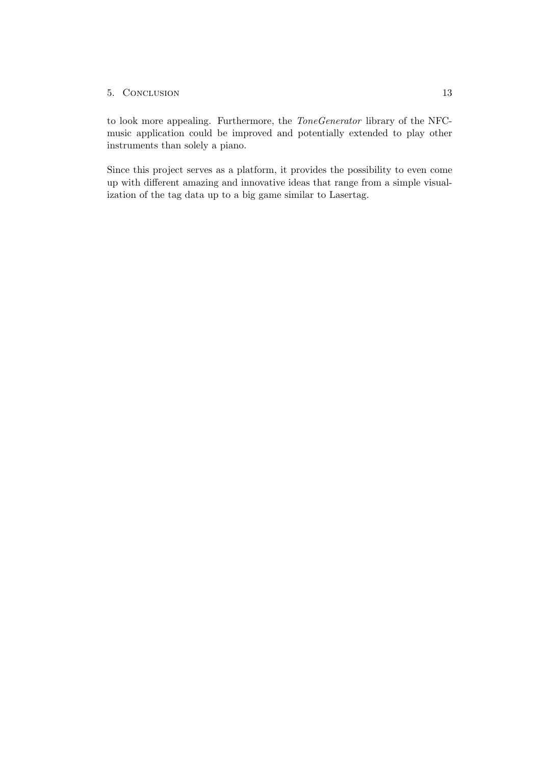to look more appealing. Furthermore, the *ToneGenerator* library of the NFC-music application could be improved and potentially extended to play other instruments than solely a piano.

Since this project serves as a platform, it provides the possibility to even come up with different amazing and innovative ideas that range from a simple visualization of the tag data up to a big game similar to Lasertag.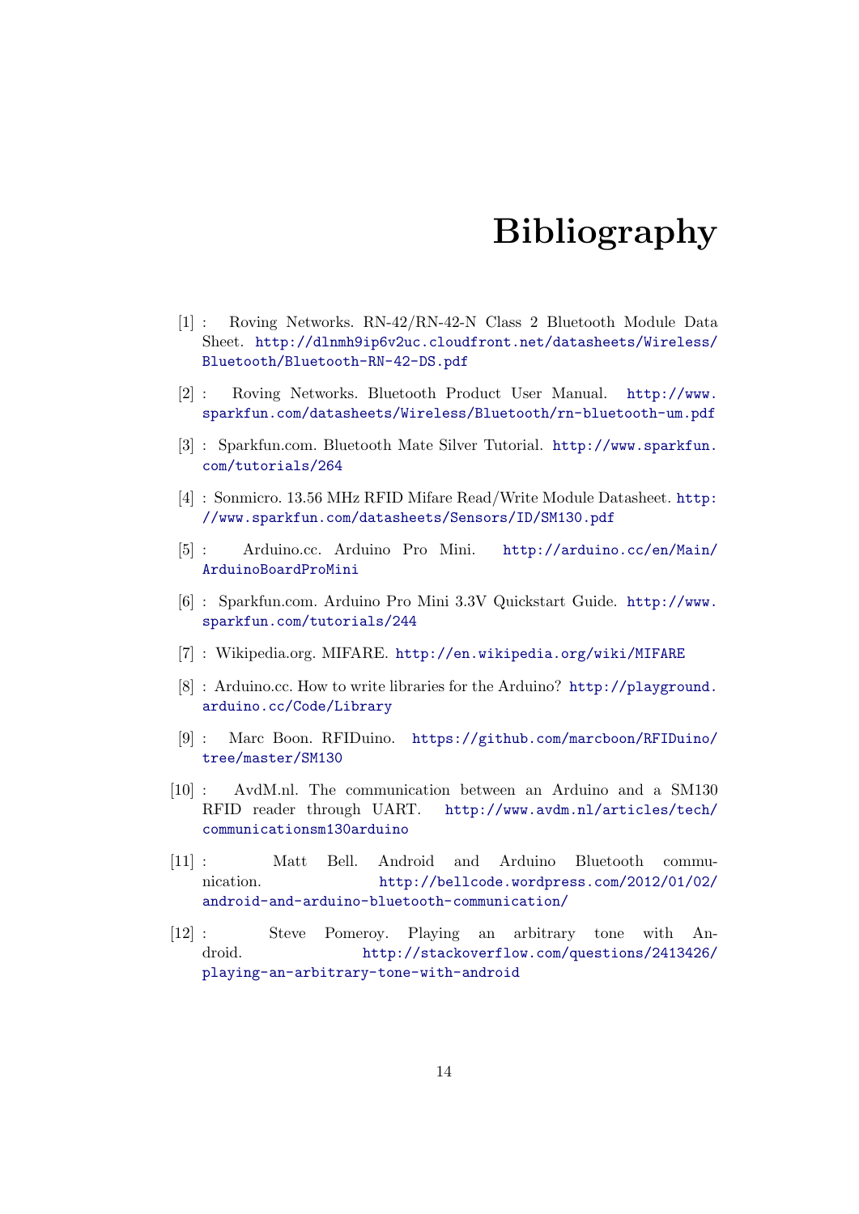# Bibliography

[1] : Roving Networks. RN-42/RN-42-N Class 2 Bluetooth Module Data Sheet. http://dlnmh9ip6v2uc.cloudfront.net/datasheets/Wireless/Bluetooth/Bluetooth-RN-42-DS.pdf

[2] : Roving Networks. Bluetooth Product User Manual. http://www.sparkfun.com/datasheets/Wireless/Bluetooth/rn-bluetooth-um.pdf

[3] : Sparkfun.com. Bluetooth Mate Silver Tutorial. http://www.sparkfun.com/tutorials/264

[4] : Sonmicro. 13.56 MHz RFID Mifare Read/Write Module Datasheet. http://www.sparkfun.com/datasheets/Sensors/ID/SM130.pdf

[5] : Arduino.cc. Arduino Pro Mini. http://arduino.cc/en/Main/ArduinoBoardProMini

[6] : Sparkfun.com. Arduino Pro Mini 3.3V Quickstart Guide. http://www.sparkfun.com/tutorials/244

[7] : Wikipedia.org. MIFARE. http://en.wikipedia.org/wiki/MIFARE

[8] : Arduino.cc. How to write libraries for the Arduino? http://playground.arduino.cc/Code/Library

[9] : Marc Boon. RFIDuino. https://github.com/marcboon/RFIDuino/tree/master/SM130

[10] : AvdM.nl. The communication between an Arduino and a SM130 RFID reader through UART. http://www.avdm.nl/articles/tech/communicationsm130arduino

[11] : Matt Bell. Android and Arduino Bluetooth communication. http://bellcode.wordpress.com/2012/01/02/android-and-arduino-bluetooth-communication/

[12] : Steve Pomeroy. Playing an arbitrary tone with Android. http://stackoverflow.com/questions/2413426/playing-an-arbitrary-tone-with-android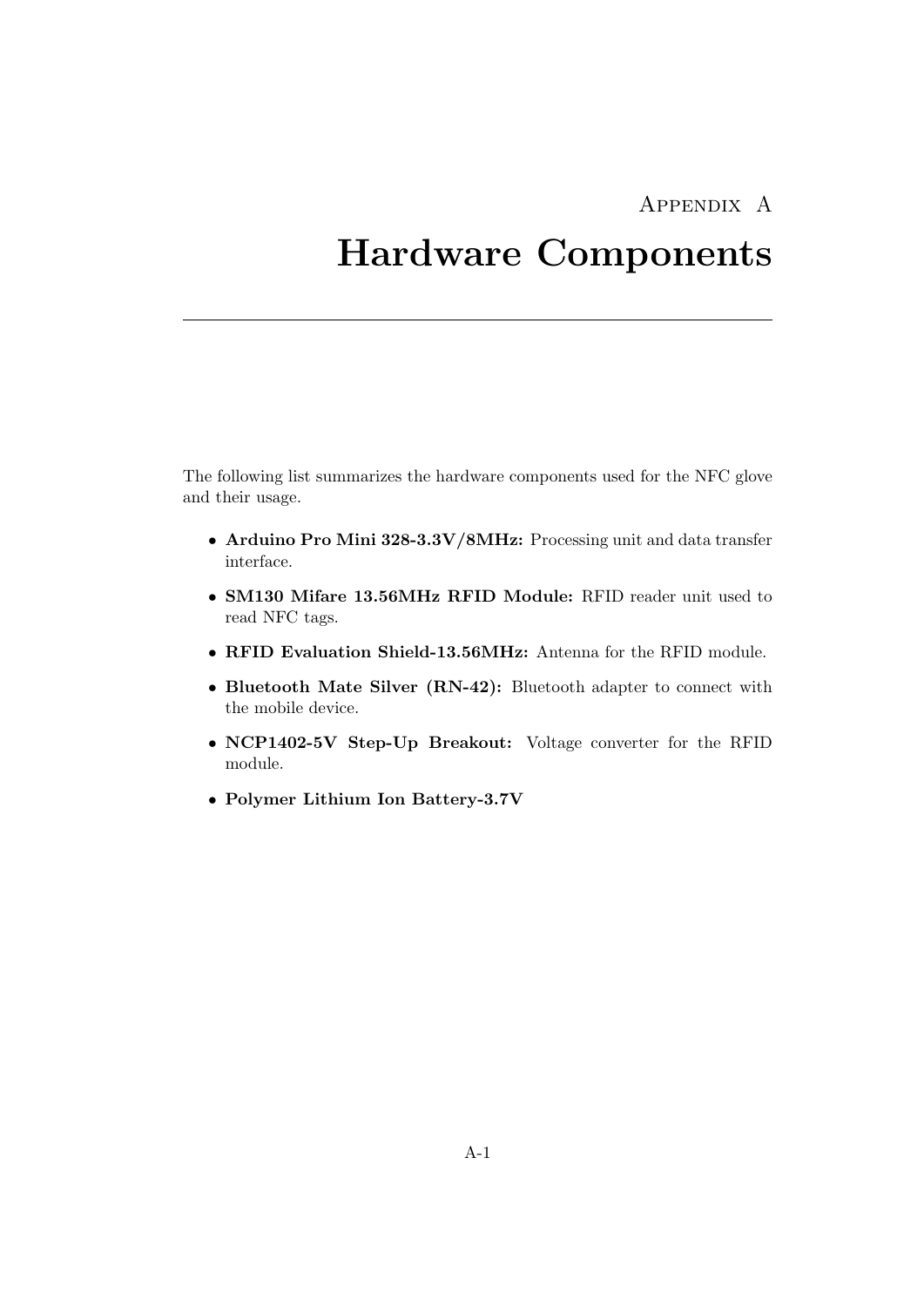# Appendix A

# Hardware Components

The following list summarizes the hardware components used for the NFC glove and their usage.

- **Arduino Pro Mini 328-3.3V/8MHz:** Processing unit and data transfer interface.
- **SM130 Mifare 13.56MHz RFID Module:** RFID reader unit used to read NFC tags.
- **RFID Evaluation Shield-13.56MHz:** Antenna for the RFID module.
- **Bluetooth Mate Silver (RN-42):** Bluetooth adapter to connect with the mobile device.
- **NCP1402-5V Step-Up Breakout:** Voltage converter for the RFID module.
- **Polymer Lithium Ion Battery-3.7V**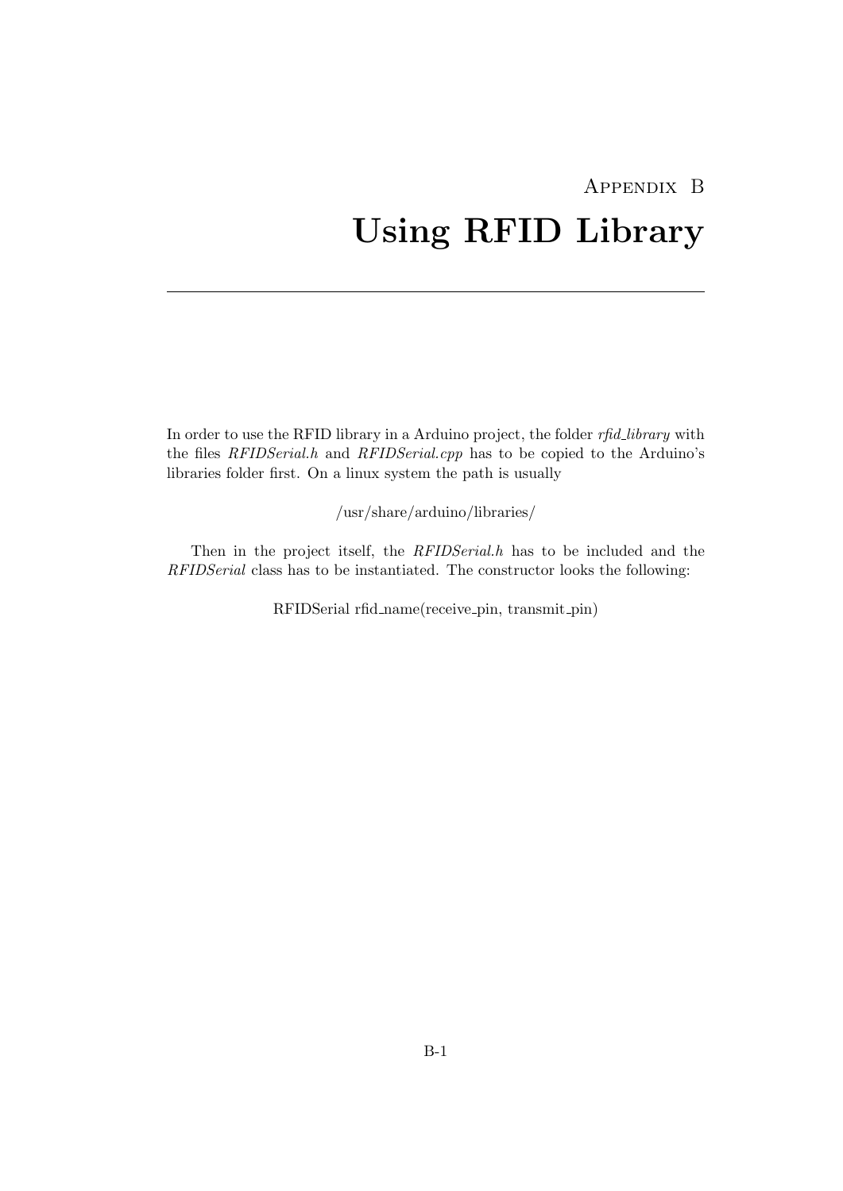# Appendix B
# Using RFID Library

In order to use the RFID library in a Arduino project, the folder *rfid_library* with the files *RFIDSerial.h* and *RFIDSerial.cpp* has to be copied to the Arduino's libraries folder first. On a linux system the path is usually

/usr/share/arduino/libraries/

Then in the project itself, the *RFIDSerial.h* has to be included and the *RFIDSerial* class has to be instantiated. The constructor looks the following:

RFIDSerial rfid_name(receive_pin, transmit_pin)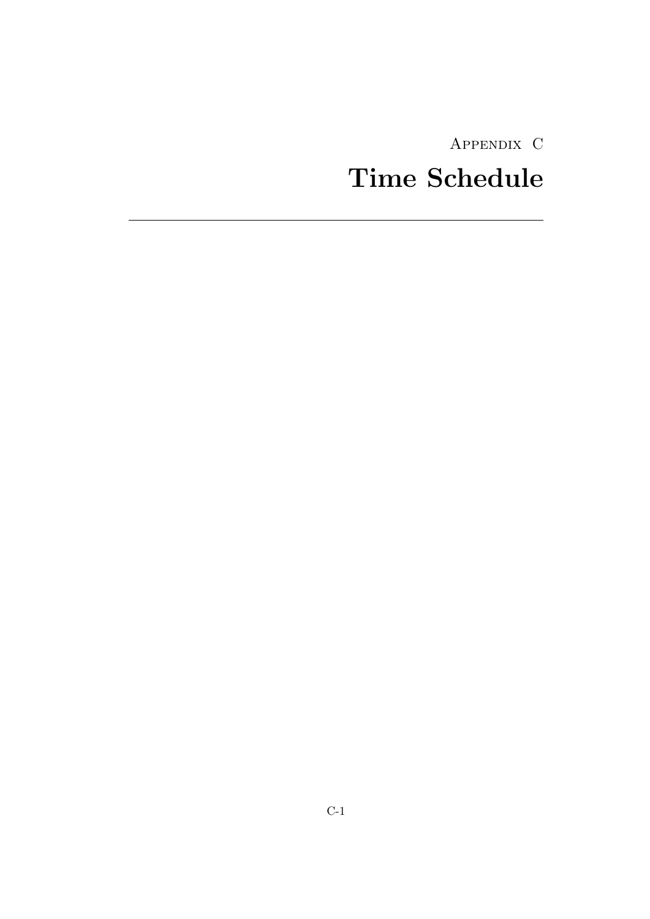Appendix C

# Time Schedule

---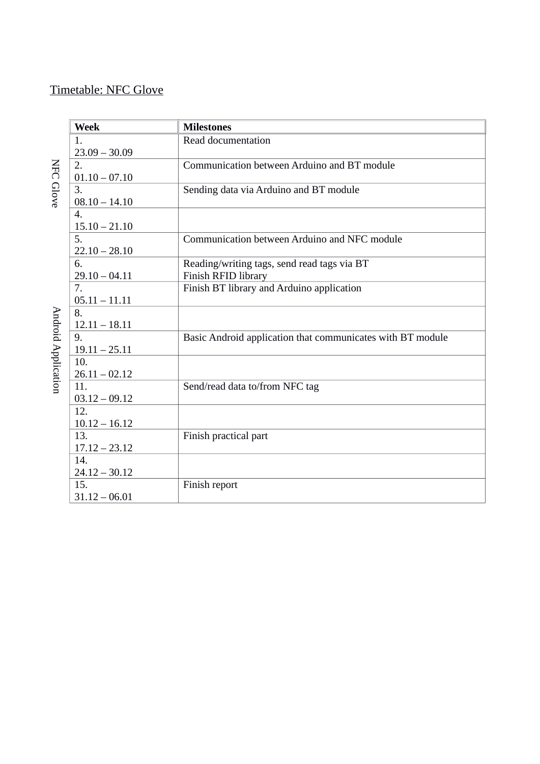Timetable: NFC Glove

| | Week | Milestones |
|---|---|---|
| NFC Glove | 1.<br>23.09 – 30.09 | Read documentation |
| | 2.<br>01.10 – 07.10 | Communication between Arduino and BT module |
| | 3.<br>08.10 – 14.10 | Sending data via Arduino and BT module |
| | 4.<br>15.10 – 21.10 | |
| | 5.<br>22.10 – 28.10 | Communication between Arduino and NFC module |
| | 6.<br>29.10 – 04.11 | Reading/writing tags, send read tags via BT<br>Finish RFID library |
| | 7.<br>05.11 – 11.11 | Finish BT library and Arduino application |
| Android Application | 8.<br>12.11 – 18.11 | |
| | 9.<br>19.11 – 25.11 | Basic Android application that communicates with BT module |
| | 10.<br>26.11 – 02.12 | |
| | 11.<br>03.12 – 09.12 | Send/read data to/from NFC tag |
| | 12.<br>10.12 – 16.12 | |
| | 13.<br>17.12 – 23.12 | Finish practical part |
| | 14.<br>24.12 – 30.12 | |
| | 15.<br>31.12 – 06.01 | Finish report |